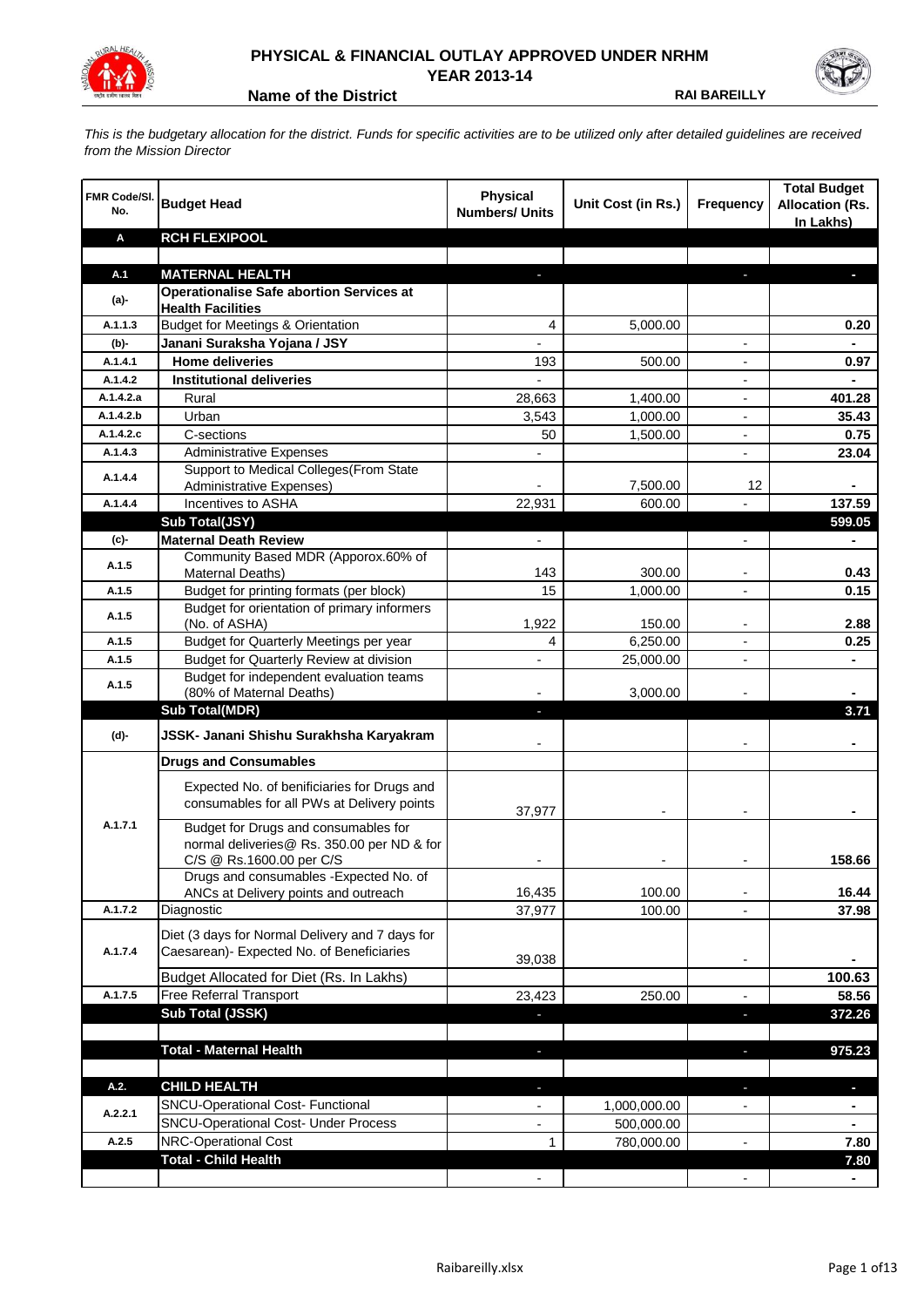# PHYSICAL & FINANCIAL OUTLAY APPROVED UNDER NRHM

## YEAR 2013-14

**Name of the District** RAI BAREILLY

*This is the budgetary allocation for the district. Funds for specific activities are to be utilized only after detailed guidelines are received from the Mission Director*

| FMR Code/Sl. No. | Budget Head | Physical Numbers/ Units | Unit Cost (in Rs.) | Frequency | Total Budget Allocation (Rs. In Lakhs) |
|---|---|---|---|---|---|
| **A** | **RCH FLEXIPOOL** | | | | |
| | | | | | |
| **A.1** | **MATERNAL HEALTH** | - | | - | - |
| (a)- | **Operationalise Safe abortion Services at Health Facilities** | | | | |
| A.1.1.3 | Budget for Meetings & Orientation | 4 | 5,000.00 | | 0.20 |
| (b)- | **Janani Suraksha Yojana / JSY** | - | | - | - |
| A.1.4.1 | **Home deliveries** | 193 | 500.00 | - | 0.97 |
| A.1.4.2 | **Institutional deliveries** | - | | - | - |
| A.1.4.2.a | Rural | 28,663 | 1,400.00 | - | 401.28 |
| A.1.4.2.b | Urban | 3,543 | 1,000.00 | - | 35.43 |
| A.1.4.2.c | C-sections | 50 | 1,500.00 | - | 0.75 |
| A.1.4.3 | Administrative Expenses | - | | - | 23.04 |
| A.1.4.4 | Support to Medical Colleges(From State Administrative Expenses) | - | 7,500.00 | 12 | - |
| A.1.4.4 | Incentives to ASHA | 22,931 | 600.00 | - | 137.59 |
| | **Sub Total(JSY)** | | | | **599.05** |
| (c)- | **Maternal Death Review** | - | | - | - |
| A.1.5 | Community Based MDR (Apporox.60% of Maternal Deaths) | 143 | 300.00 | - | 0.43 |
| A.1.5 | Budget for printing formats (per block) | 15 | 1,000.00 | - | 0.15 |
| A.1.5 | Budget for orientation of primary informers (No. of ASHA) | 1,922 | 150.00 | - | 2.88 |
| A.1.5 | Budget for Quarterly Meetings per year | 4 | 6,250.00 | - | 0.25 |
| A.1.5 | Budget for Quarterly Review at division | - | 25,000.00 | - | - |
| A.1.5 | Budget for independent evaluation teams (80% of Maternal Deaths) | - | 3,000.00 | - | - |
| | **Sub Total(MDR)** | - | | | **3.71** |
| (d)- | **JSSK- Janani Shishu Surakhsha Karyakram** | - | | - | - |
| | **Drugs and Consumables** | | | | |
| A.1.7.1 | Expected No. of benificiaries for Drugs and consumables for all PWs at Delivery points | 37,977 | - | - | - |
| | Budget for Drugs and consumables for normal deliveries@ Rs. 350.00 per ND & for C/S @ Rs.1600.00 per C/S | - | - | - | 158.66 |
| | Drugs and consumables -Expected No. of ANCs at Delivery points and outreach | 16,435 | 100.00 | - | 16.44 |
| A.1.7.2 | Diagnostic | 37,977 | 100.00 | - | 37.98 |
| A.1.7.4 | Diet (3 days for Normal Delivery and 7 days for Caesarean)- Expected No. of Beneficiaries | 39,038 | | - | - |
| | Budget Allocated for Diet (Rs. In Lakhs) | | | | 100.63 |
| A.1.7.5 | Free Referral Transport | 23,423 | 250.00 | - | 58.56 |
| | **Sub Total (JSSK)** | - | | - | **372.26** |
| | | | | | |
| | **Total - Maternal Health** | - | | - | **975.23** |
| | | | | | |
| **A.2.** | **CHILD HEALTH** | - | | - | - |
| A.2.2.1 | SNCU-Operational Cost- Functional | - | 1,000,000.00 | - | - |
| | SNCU-Operational Cost- Under Process | - | 500,000.00 | | - |
| A.2.5 | NRC-Operational Cost | 1 | 780,000.00 | - | 7.80 |
| | **Total - Child Health** | | | | **7.80** |
| | | - | | - | - |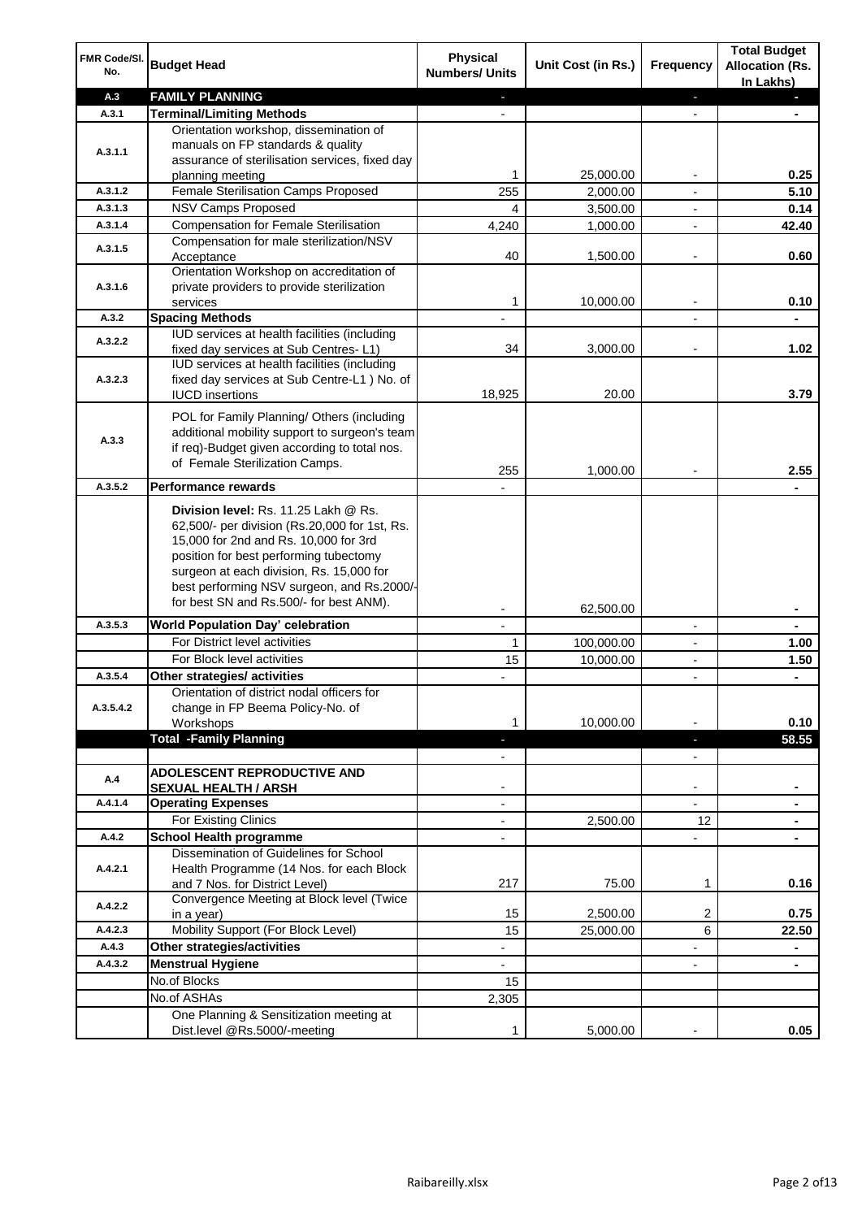| FMR Code/Sl. No. | Budget Head | Physical Numbers/ Units | Unit Cost (in Rs.) | Frequency | Total Budget Allocation (Rs. In Lakhs) |
|---|---|---|---|---|---|
| A.3 | **FAMILY PLANNING** | - | | - | - |
| A.3.1 | **Terminal/Limiting Methods** | - | | - | - |
| A.3.1.1 | Orientation workshop, dissemination of manuals on FP standards & quality assurance of sterilisation services, fixed day planning meeting | 1 | 25,000.00 | - | 0.25 |
| A.3.1.2 | Female Sterilisation Camps Proposed | 255 | 2,000.00 | - | 5.10 |
| A.3.1.3 | NSV Camps Proposed | 4 | 3,500.00 | - | 0.14 |
| A.3.1.4 | Compensation for Female Sterilisation | 4,240 | 1,000.00 | - | 42.40 |
| A.3.1.5 | Compensation for male sterilization/NSV Acceptance | 40 | 1,500.00 | - | 0.60 |
| A.3.1.6 | Orientation Workshop on accreditation of private providers to provide sterilization services | 1 | 10,000.00 | - | 0.10 |
| A.3.2 | **Spacing Methods** | - | | - | - |
| A.3.2.2 | IUD services at health facilities (including fixed day services at Sub Centres- L1) | 34 | 3,000.00 | - | 1.02 |
| A.3.2.3 | IUD services at health facilities (including fixed day services at Sub Centre-L1 ) No. of IUCD insertions | 18,925 | 20.00 | | 3.79 |
| A.3.3 | POL for Family Planning/ Others (including additional mobility support to surgeon's team if req)-Budget given according to total nos. of Female Sterilization Camps. | 255 | 1,000.00 | - | 2.55 |
| A.3.5.2 | **Performance rewards** | - | | | - |
| | **Division level:** Rs. 11.25 Lakh @ Rs. 62,500/- per division (Rs.20,000 for 1st, Rs. 15,000 for 2nd and Rs. 10,000 for 3rd position for best performing tubectomy surgeon at each division, Rs. 15,000 for best performing NSV surgeon, and Rs.2000/- for best SN and Rs.500/- for best ANM). | - | 62,500.00 | | - |
| A.3.5.3 | **World Population Day' celebration** | - | | - | - |
| | For District level activities | 1 | 100,000.00 | - | 1.00 |
| | For Block level activities | 15 | 10,000.00 | - | 1.50 |
| A.3.5.4 | **Other strategies/ activities** | - | | - | - |
| A.3.5.4.2 | Orientation of district nodal officers for change in FP Beema Policy-No. of Workshops | 1 | 10,000.00 | - | 0.10 |
| | **Total -Family Planning** | - | | - | **58.55** |
| | | - | | - | |
| A.4 | **ADOLESCENT REPRODUCTIVE AND SEXUAL HEALTH / ARSH** | - | | - | - |
| A.4.1.4 | **Operating Expenses** | - | | - | - |
| | For Existing Clinics | - | 2,500.00 | 12 | - |
| A.4.2 | **School Health programme** | - | | - | - |
| A.4.2.1 | Dissemination of Guidelines for School Health Programme (14 Nos. for each Block and 7 Nos. for District Level) | 217 | 75.00 | 1 | 0.16 |
| A.4.2.2 | Convergence Meeting at Block level (Twice in a year) | 15 | 2,500.00 | 2 | 0.75 |
| A.4.2.3 | Mobility Support (For Block Level) | 15 | 25,000.00 | 6 | 22.50 |
| A.4.3 | **Other strategies/activities** | - | | - | - |
| A.4.3.2 | **Menstrual Hygiene** | - | | - | - |
| | No.of Blocks | 15 | | | |
| | No.of ASHAs | 2,305 | | | |
| | One Planning & Sensitization meeting at Dist.level @Rs.5000/-meeting | 1 | 5,000.00 | - | 0.05 |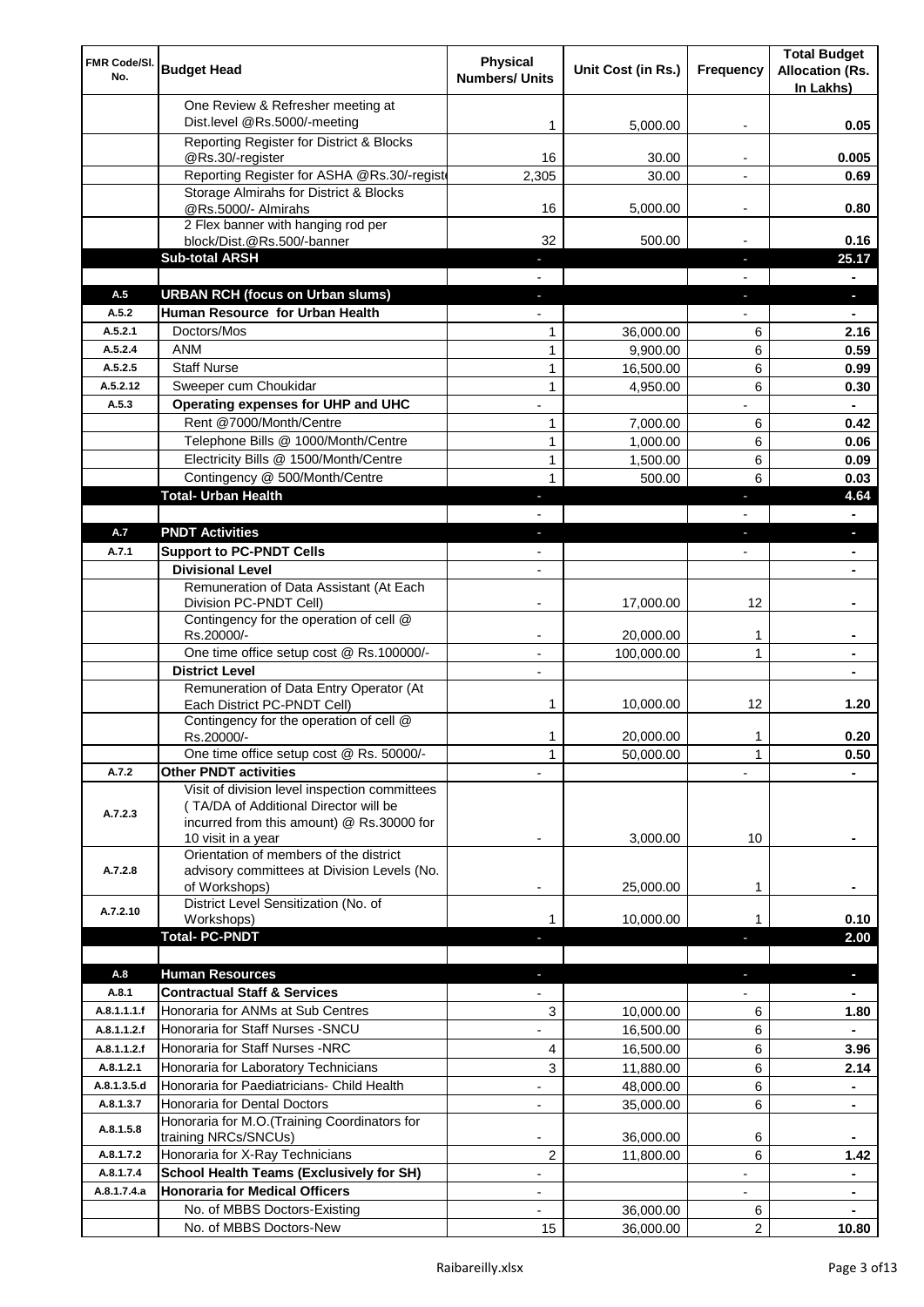| FMR Code/Sl. No. | Budget Head | Physical Numbers/ Units | Unit Cost (in Rs.) | Frequency | Total Budget Allocation (Rs. In Lakhs) |
|---|---|---|---|---|---|
| | One Review & Refresher meeting at Dist.level @Rs.5000/-meeting | 1 | 5,000.00 | - | 0.05 |
| | Reporting Register for District & Blocks @Rs.30/-register | 16 | 30.00 | - | 0.005 |
| | Reporting Register for ASHA @Rs.30/-registe | 2,305 | 30.00 | - | 0.69 |
| | Storage Almirahs for District & Blocks @Rs.5000/- Almirahs | 16 | 5,000.00 | - | 0.80 |
| | 2 Flex banner with hanging rod per block/Dist.@Rs.500/-banner | 32 | 500.00 | - | 0.16 |
| | **Sub-total ARSH** | - | | - | **25.17** |
| | | - | | - | - |
| **A.5** | **URBAN RCH (focus on Urban slums)** | - | | - | - |
| **A.5.2** | **Human Resource for Urban Health** | - | | - | - |
| A.5.2.1 | Doctors/Mos | 1 | 36,000.00 | 6 | 2.16 |
| A.5.2.4 | ANM | 1 | 9,900.00 | 6 | 0.59 |
| A.5.2.5 | Staff Nurse | 1 | 16,500.00 | 6 | 0.99 |
| A.5.2.12 | Sweeper cum Choukidar | 1 | 4,950.00 | 6 | 0.30 |
| **A.5.3** | **Operating expenses for UHP and UHC** | - | | - | - |
| | Rent @7000/Month/Centre | 1 | 7,000.00 | 6 | 0.42 |
| | Telephone Bills @ 1000/Month/Centre | 1 | 1,000.00 | 6 | 0.06 |
| | Electricity Bills @ 1500/Month/Centre | 1 | 1,500.00 | 6 | 0.09 |
| | Contingency @ 500/Month/Centre | 1 | 500.00 | 6 | 0.03 |
| | **Total- Urban Health** | - | | - | **4.64** |
| | | - | | - | - |
| **A.7** | **PNDT Activities** | - | | - | - |
| **A.7.1** | **Support to PC-PNDT Cells** | - | | - | - |
| | **Divisional Level** | - | | | - |
| | Remuneration of Data Assistant (At Each Division PC-PNDT Cell) | - | 17,000.00 | 12 | - |
| | Contingency for the operation of cell @ Rs.20000/- | - | 20,000.00 | 1 | - |
| | One time office setup cost @ Rs.100000/- | - | 100,000.00 | 1 | - |
| | **District Level** | - | | | - |
| | Remuneration of Data Entry Operator (At Each District PC-PNDT Cell) | 1 | 10,000.00 | 12 | 1.20 |
| | Contingency for the operation of cell @ Rs.20000/- | 1 | 20,000.00 | 1 | 0.20 |
| | One time office setup cost @ Rs. 50000/- | 1 | 50,000.00 | 1 | 0.50 |
| **A.7.2** | **Other PNDT activities** | - | | - | - |
| A.7.2.3 | Visit of division level inspection committees ( TA/DA of Additional Director will be incurred from this amount) @ Rs.30000 for 10 visit in a year | - | 3,000.00 | 10 | - |
| A.7.2.8 | Orientation of members of the district advisory committees at Division Levels (No. of Workshops) | - | 25,000.00 | 1 | - |
| A.7.2.10 | District Level Sensitization (No. of Workshops) | 1 | 10,000.00 | 1 | 0.10 |
| | **Total- PC-PNDT** | - | | - | **2.00** |
| | | | | | |
| **A.8** | **Human Resources** | - | | - | - |
| **A.8.1** | **Contractual Staff & Services** | - | | - | - |
| A.8.1.1.1.f | Honoraria for ANMs at Sub Centres | 3 | 10,000.00 | 6 | 1.80 |
| A.8.1.1.2.f | Honoraria for Staff Nurses -SNCU | - | 16,500.00 | 6 | - |
| A.8.1.1.2.f | Honoraria for Staff Nurses -NRC | 4 | 16,500.00 | 6 | 3.96 |
| A.8.1.2.1 | Honoraria for Laboratory Technicians | 3 | 11,880.00 | 6 | 2.14 |
| A.8.1.3.5.d | Honoraria for Paediatricians- Child Health | - | 48,000.00 | 6 | - |
| A.8.1.3.7 | Honoraria for Dental Doctors | - | 35,000.00 | 6 | - |
| A.8.1.5.8 | Honoraria for M.O.(Training Coordinators for training NRCs/SNCUs) | - | 36,000.00 | 6 | - |
| A.8.1.7.2 | Honoraria for X-Ray Technicians | 2 | 11,800.00 | 6 | 1.42 |
| A.8.1.7.4 | **School Health Teams (Exclusively for SH)** | - | | - | - |
| A.8.1.7.4.a | **Honoraria for Medical Officers** | - | | - | - |
| | No. of MBBS Doctors-Existing | - | 36,000.00 | 6 | - |
| | No. of MBBS Doctors-New | 15 | 36,000.00 | 2 | 10.80 |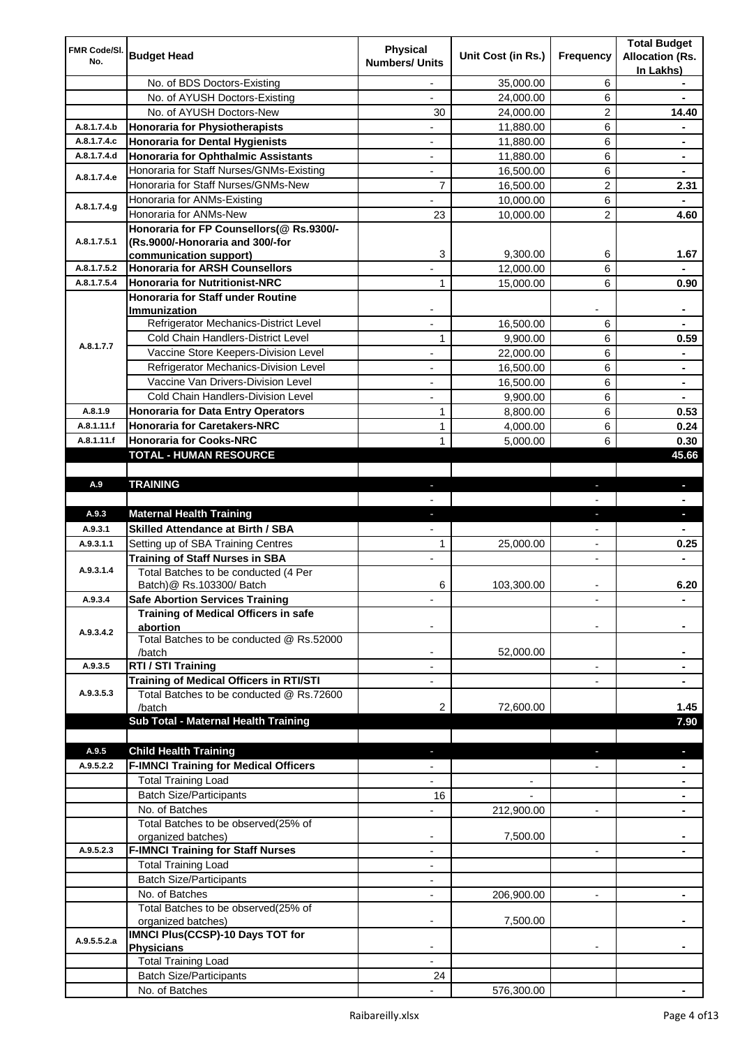| FMR Code/Sl. No. | Budget Head | Physical Numbers/ Units | Unit Cost (in Rs.) | Frequency | Total Budget Allocation (Rs. In Lakhs) |
|---|---|---|---|---|---|
| | No. of BDS Doctors-Existing | - | 35,000.00 | 6 | - |
| | No. of AYUSH Doctors-Existing | - | 24,000.00 | 6 | - |
| | No. of AYUSH Doctors-New | 30 | 24,000.00 | 2 | **14.40** |
| A.8.1.7.4.b | **Honoraria for Physiotherapists** | - | 11,880.00 | 6 | - |
| A.8.1.7.4.c | **Honoraria for Dental Hygienists** | - | 11,880.00 | 6 | - |
| A.8.1.7.4.d | **Honoraria for Ophthalmic Assistants** | - | 11,880.00 | 6 | - |
| A.8.1.7.4.e | Honoraria for Staff Nurses/GNMs-Existing | - | 16,500.00 | 6 | - |
| | Honoraria for Staff Nurses/GNMs-New | 7 | 16,500.00 | 2 | **2.31** |
| A.8.1.7.4.g | Honoraria for ANMs-Existing | - | 10,000.00 | 6 | - |
| | Honoraria for ANMs-New | 23 | 10,000.00 | 2 | **4.60** |
| A.8.1.7.5.1 | **Honoraria for FP Counsellors(@ Rs.9300/- (Rs.9000/-Honoraria and 300/-for communication support)** | 3 | 9,300.00 | 6 | **1.67** |
| A.8.1.7.5.2 | **Honoraria for ARSH Counsellors** | - | 12,000.00 | 6 | - |
| A.8.1.7.5.4 | **Honoraria for Nutritionist-NRC** | 1 | 15,000.00 | 6 | **0.90** |
| A.8.1.7.7 | **Honoraria for Staff under Routine Immunization** | - | | - | - |
| | Refrigerator Mechanics-District Level | - | 16,500.00 | 6 | - |
| | Cold Chain Handlers-District Level | 1 | 9,900.00 | 6 | **0.59** |
| | Vaccine Store Keepers-Division Level | - | 22,000.00 | 6 | - |
| | Refrigerator Mechanics-Division Level | - | 16,500.00 | 6 | - |
| | Vaccine Van Drivers-Division Level | - | 16,500.00 | 6 | - |
| | Cold Chain Handlers-Division Level | - | 9,900.00 | 6 | - |
| A.8.1.9 | **Honoraria for Data Entry Operators** | 1 | 8,800.00 | 6 | **0.53** |
| A.8.1.11.f | **Honoraria for Caretakers-NRC** | 1 | 4,000.00 | 6 | **0.24** |
| A.8.1.11.f | **Honoraria for Cooks-NRC** | 1 | 5,000.00 | 6 | **0.30** |
| | **TOTAL - HUMAN RESOURCE** | | | | **45.66** |
| | | | | | |
| A.9 | **TRAINING** | - | | - | - |
| | | - | | - | - |
| A.9.3 | **Maternal Health Training** | - | | - | - |
| A.9.3.1 | **Skilled Attendance at Birth / SBA** | - | | - | - |
| A.9.3.1.1 | Setting up of SBA Training Centres | 1 | 25,000.00 | - | **0.25** |
| A.9.3.1.4 | **Training of Staff Nurses in SBA** | - | | - | - |
| | Total Batches to be conducted (4 Per Batch)@ Rs.103300/ Batch | 6 | 103,300.00 | - | **6.20** |
| A.9.3.4 | **Safe Abortion Services Training** | - | | - | - |
| A.9.3.4.2 | **Training of Medical Officers in safe abortion** | - | | - | - |
| | Total Batches to be conducted @ Rs.52000 /batch | - | 52,000.00 | | - |
| A.9.3.5 | **RTI / STI Training** | - | | - | - |
| A.9.3.5.3 | **Training of Medical Officers in RTI/STI** | - | | - | - |
| | Total Batches to be conducted @ Rs.72600 /batch | 2 | 72,600.00 | | **1.45** |
| | **Sub Total - Maternal Health Training** | | | | **7.90** |
| | | | | | |
| A.9.5 | **Child Health Training** | - | | - | - |
| A.9.5.2.2 | **F-IMNCI Training for Medical Officers** | - | | - | - |
| | Total Training Load | - | - | | - |
| | Batch Size/Participants | 16 | - | | - |
| | No. of Batches | - | 212,900.00 | - | - |
| | Total Batches to be observed(25% of organized batches) | - | 7,500.00 | | - |
| A.9.5.2.3 | **F-IMNCI Training for Staff Nurses** | - | | - | - |
| | Total Training Load | - | | | |
| | Batch Size/Participants | - | | | |
| | No. of Batches | - | 206,900.00 | - | - |
| | Total Batches to be observed(25% of organized batches) | - | 7,500.00 | | - |
| A.9.5.5.2.a | **IMNCI Plus(CCSP)-10 Days TOT for Physicians** | - | | - | - |
| | Total Training Load | - | | | |
| | Batch Size/Participants | 24 | | | |
| | No. of Batches | - | 576,300.00 | | - |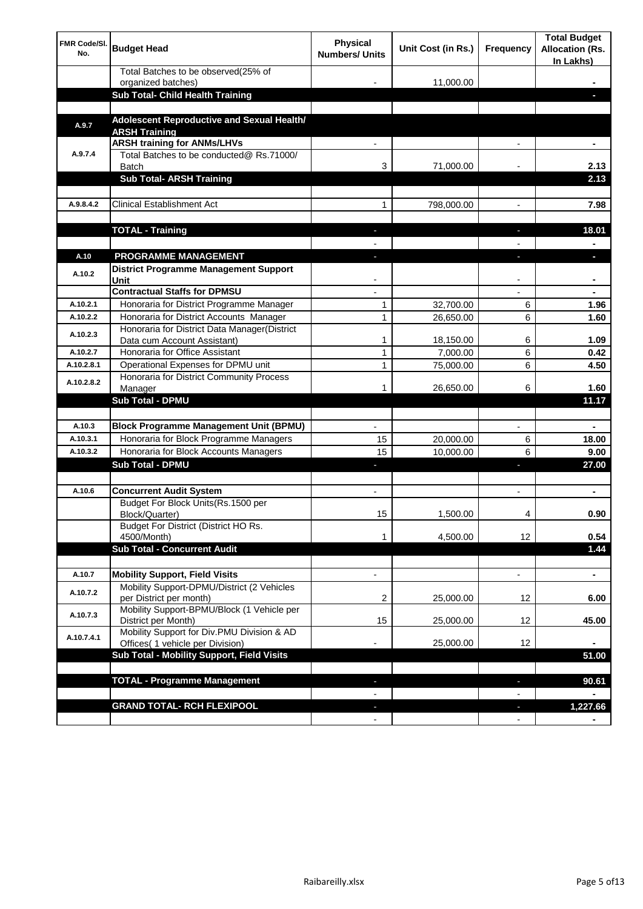| FMR Code/Sl. No. | Budget Head | Physical Numbers/ Units | Unit Cost (in Rs.) | Frequency | Total Budget Allocation (Rs. In Lakhs) |
|---|---|---|---|---|---|
| | Total Batches to be observed(25% of organized batches) | - | 11,000.00 | | - |
| | **Sub Total- Child Health Training** | | | | - |
| | | | | | |
| A.9.7 | **Adolescent Reproductive and Sexual Health/ ARSH Training** | | | | |
| A.9.7.4 | **ARSH training for ANMs/LHVs** | - | | - | - |
| | Total Batches to be conducted@ Rs.71000/ Batch | 3 | 71,000.00 | - | 2.13 |
| | **Sub Total- ARSH Training** | | | | **2.13** |
| | | | | | |
| A.9.8.4.2 | Clinical Establishment Act | 1 | 798,000.00 | - | 7.98 |
| | | | | | |
| | **TOTAL - Training** | - | | - | **18.01** |
| | | - | | - | - |
| A.10 | **PROGRAMME MANAGEMENT** | - | | - | - |
| A.10.2 | **District Programme Management Support Unit** | - | | - | - |
| | **Contractual Staffs for DPMSU** | - | | - | - |
| A.10.2.1 | Honoraria for District Programme Manager | 1 | 32,700.00 | 6 | 1.96 |
| A.10.2.2 | Honoraria for District Accounts Manager | 1 | 26,650.00 | 6 | 1.60 |
| A.10.2.3 | Honoraria for District Data Manager(District Data cum Account Assistant) | 1 | 18,150.00 | 6 | 1.09 |
| A.10.2.7 | Honoraria for Office Assistant | 1 | 7,000.00 | 6 | 0.42 |
| A.10.2.8.1 | Operational Expenses for DPMU unit | 1 | 75,000.00 | 6 | 4.50 |
| A.10.2.8.2 | Honoraria for District Community Process Manager | 1 | 26,650.00 | 6 | 1.60 |
| | **Sub Total - DPMU** | | | | **11.17** |
| | | | | | |
| A.10.3 | **Block Programme Management Unit (BPMU)** | - | | - | - |
| A.10.3.1 | Honoraria for Block Programme Managers | 15 | 20,000.00 | 6 | 18.00 |
| A.10.3.2 | Honoraria for Block Accounts Managers | 15 | 10,000.00 | 6 | 9.00 |
| | **Sub Total - DPMU** | - | | - | **27.00** |
| | | | | | |
| A.10.6 | **Concurrent Audit System** | - | | - | - |
| | Budget For Block Units(Rs.1500 per Block/Quarter) | 15 | 1,500.00 | 4 | 0.90 |
| | Budget For District (District HO Rs. 4500/Month) | 1 | 4,500.00 | 12 | 0.54 |
| | **Sub Total - Concurrent Audit** | | | | **1.44** |
| | | | | | |
| A.10.7 | **Mobility Support, Field Visits** | - | | - | - |
| A.10.7.2 | Mobility Support-DPMU/District (2 Vehicles per District per month) | 2 | 25,000.00 | 12 | 6.00 |
| A.10.7.3 | Mobility Support-BPMU/Block (1 Vehicle per District per Month) | 15 | 25,000.00 | 12 | 45.00 |
| A.10.7.4.1 | Mobility Support for Div.PMU Division & AD Offices( 1 vehicle per Division) | - | 25,000.00 | 12 | - |
| | **Sub Total - Mobility Support, Field Visits** | | | | **51.00** |
| | | | | | |
| | **TOTAL - Programme Management** | - | | - | **90.61** |
| | | - | | - | - |
| | **GRAND TOTAL- RCH FLEXIPOOL** | - | | - | **1,227.66** |
| | | - | | - | - |

Raibareilly.xlsx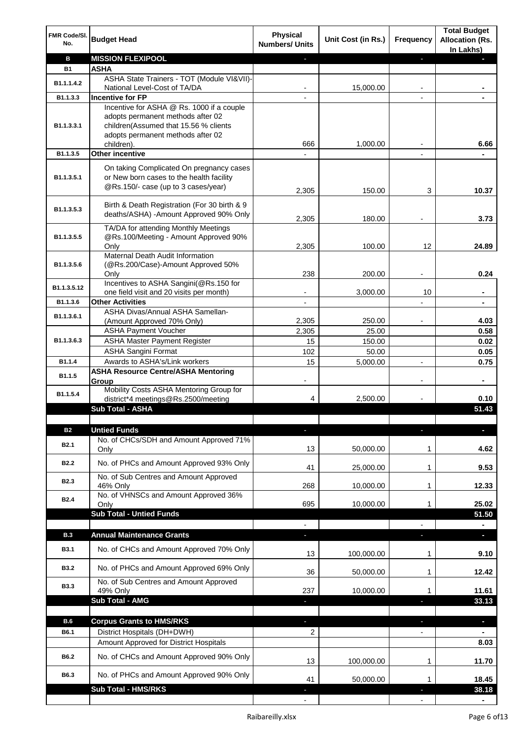| FMR Code/Sl. No. | Budget Head | Physical Numbers/ Units | Unit Cost (in Rs.) | Frequency | Total Budget Allocation (Rs. In Lakhs) |
|---|---|---|---|---|---|
| **B** | **MISSION FLEXIPOOL** | - | | - | - |
| **B1** | **ASHA** | | | | |
| B1.1.1.4.2 | ASHA State Trainers - TOT (Module VI&VII)-National Level-Cost of TA/DA | - | 15,000.00 | - | - |
| B1.1.3.3 | **Incentive for FP** | - | | - | - |
| B1.1.3.3.1 | Incentive for ASHA @ Rs. 1000 if a couple adopts permanent methods after 02 children(Assumed that 15.56 % clients adopts permanent methods after 02 children). | 666 | 1,000.00 | - | 6.66 |
| B1.1.3.5 | **Other incentive** | - | | - | - |
| B1.1.3.5.1 | On taking Complicated On pregnancy cases or New born cases to the health facility @Rs.150/- case (up to 3 cases/year) | 2,305 | 150.00 | 3 | 10.37 |
| B1.1.3.5.3 | Birth & Death Registration (For 30 birth & 9 deaths/ASHA) -Amount Approved 90% Only | 2,305 | 180.00 | - | 3.73 |
| B1.1.3.5.5 | TA/DA for attending Monthly Meetings @Rs.100/Meeting - Amount Approved 90% Only | 2,305 | 100.00 | 12 | 24.89 |
| B1.1.3.5.6 | Maternal Death Audit Information (@Rs.200/Case)-Amount Approved 50% Only | 238 | 200.00 | - | 0.24 |
| B1.1.3.5.12 | Incentives to ASHA Sangini(@Rs.150 for one field visit and 20 visits per month) | - | 3,000.00 | 10 | - |
| B1.1.3.6 | **Other Activities** | - | | - | - |
| B1.1.3.6.1 | ASHA Divas/Annual ASHA Samellan-(Amount Approved 70% Only) | 2,305 | 250.00 | - | 4.03 |
| B1.1.3.6.3 | ASHA Payment Voucher | 2,305 | 25.00 | | 0.58 |
| | ASHA Master Payment Register | 15 | 150.00 | | 0.02 |
| | ASHA Sangini Format | 102 | 50.00 | | 0.05 |
| B1.1.4 | Awards to ASHA's/Link workers | 15 | 5,000.00 | - | 0.75 |
| B1.1.5 | **ASHA Resource Centre/ASHA Mentoring Group** | - | | - | - |
| B1.1.5.4 | Mobility Costs ASHA Mentoring Group for district*4 meetings@Rs.2500/meeting | 4 | 2,500.00 | - | 0.10 |
| | **Sub Total - ASHA** | | | | **51.43** |
| | | | | | |
| **B2** | **Untied Funds** | - | | - | - |
| B2.1 | No. of CHCs/SDH and Amount Approved 71% Only | 13 | 50,000.00 | 1 | 4.62 |
| B2.2 | No. of PHCs and Amount Approved 93% Only | 41 | 25,000.00 | 1 | 9.53 |
| B2.3 | No. of Sub Centres and Amount Approved 46% Only | 268 | 10,000.00 | 1 | 12.33 |
| B2.4 | No. of VHNSCs and Amount Approved 36% Only | 695 | 10,000.00 | 1 | 25.02 |
| | **Sub Total - Untied Funds** | | | | **51.50** |
| | | - | | - | - |
| **B.3** | **Annual Maintenance Grants** | - | | - | - |
| B3.1 | No. of CHCs and Amount Approved 70% Only | 13 | 100,000.00 | 1 | 9.10 |
| B3.2 | No. of PHCs and Amount Approved 69% Only | 36 | 50,000.00 | 1 | 12.42 |
| B3.3 | No. of Sub Centres and Amount Approved 49% Only | 237 | 10,000.00 | 1 | 11.61 |
| | **Sub Total - AMG** | - | | - | **33.13** |
| | | | | | |
| **B.6** | **Corpus Grants to HMS/RKS** | - | | - | - |
| B6.1 | District Hospitals (DH+DWH) | 2 | | - | - |
| | Amount Approved for District Hospitals | | | | 8.03 |
| B6.2 | No. of CHCs and Amount Approved 90% Only | 13 | 100,000.00 | 1 | 11.70 |
| B6.3 | No. of PHCs and Amount Approved 90% Only | 41 | 50,000.00 | 1 | 18.45 |
| | **Sub Total - HMS/RKS** | - | | - | **38.18** |
| | | - | | - | - |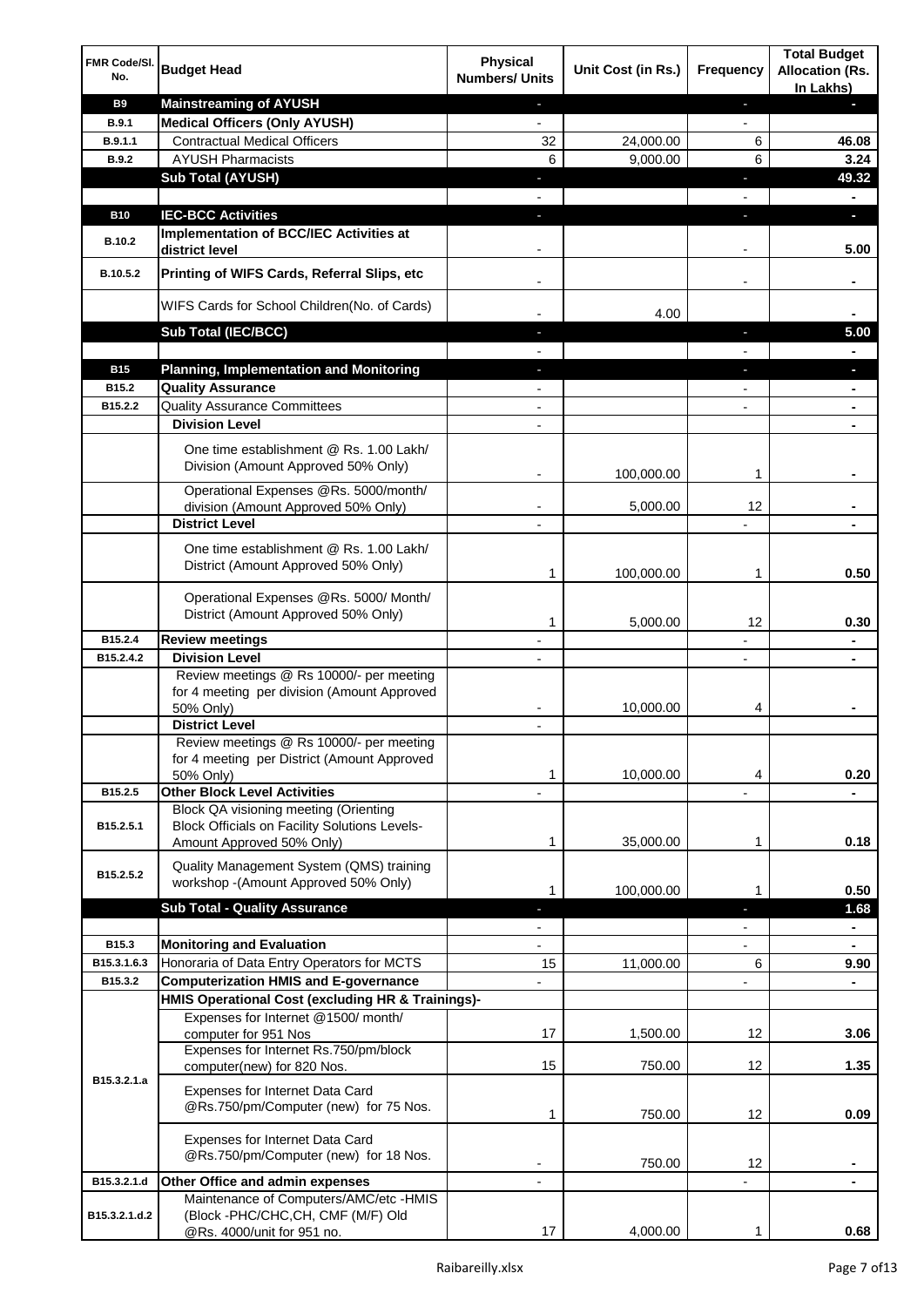| FMR Code/Sl. No. | Budget Head | Physical Numbers/ Units | Unit Cost (in Rs.) | Frequency | Total Budget Allocation (Rs. In Lakhs) |
|---|---|---|---|---|---|
| **B9** | **Mainstreaming of AYUSH** | - | | - | - |
| **B.9.1** | **Medical Officers (Only AYUSH)** | - | | - | |
| **B.9.1.1** | Contractual Medical Officers | 32 | 24,000.00 | 6 | **46.08** |
| **B.9.2** | AYUSH Pharmacists | 6 | 9,000.00 | 6 | **3.24** |
| | **Sub Total (AYUSH)** | - | | - | **49.32** |
| | | - | | - | - |
| **B10** | **IEC-BCC Activities** | - | | - | - |
| **B.10.2** | **Implementation of BCC/IEC Activities at district level** | - | | - | **5.00** |
| **B.10.5.2** | **Printing of WIFS Cards, Referral Slips, etc** | - | | - | - |
| | WIFS Cards for School Children(No. of Cards) | - | 4.00 | | - |
| | **Sub Total (IEC/BCC)** | - | | - | **5.00** |
| | | - | | - | - |
| **B15** | **Planning, Implementation and Monitoring** | - | | - | - |
| **B15.2** | **Quality Assurance** | - | | - | - |
| **B15.2.2** | Quality Assurance Committees | - | | - | - |
| | **Division Level** | - | | | - |
| | One time establishment @ Rs. 1.00 Lakh/ Division (Amount Approved 50% Only) | - | 100,000.00 | 1 | - |
| | Operational Expenses @Rs. 5000/month/ division (Amount Approved 50% Only) | - | 5,000.00 | 12 | - |
| | **District Level** | - | | - | - |
| | One time establishment @ Rs. 1.00 Lakh/ District (Amount Approved 50% Only) | 1 | 100,000.00 | 1 | **0.50** |
| | Operational Expenses @Rs. 5000/ Month/ District (Amount Approved 50% Only) | 1 | 5,000.00 | 12 | **0.30** |
| **B15.2.4** | **Review meetings** | - | | - | - |
| **B15.2.4.2** | **Division Level** | - | | - | - |
| | Review meetings @ Rs 10000/- per meeting for 4 meeting per division (Amount Approved 50% Only) | - | 10,000.00 | 4 | - |
| | **District Level** | - | | | |
| | Review meetings @ Rs 10000/- per meeting for 4 meeting per District (Amount Approved 50% Only) | 1 | 10,000.00 | 4 | **0.20** |
| **B15.2.5** | **Other Block Level Activities** | - | | - | - |
| **B15.2.5.1** | Block QA visioning meeting (Orienting Block Officials on Facility Solutions Levels- Amount Approved 50% Only) | 1 | 35,000.00 | 1 | **0.18** |
| **B15.2.5.2** | Quality Management System (QMS) training workshop -(Amount Approved 50% Only) | 1 | 100,000.00 | 1 | **0.50** |
| | **Sub Total - Quality Assurance** | - | | - | **1.68** |
| | | - | | - | - |
| **B15.3** | **Monitoring and Evaluation** | - | | - | - |
| **B15.3.1.6.3** | Honoraria of Data Entry Operators for MCTS | 15 | 11,000.00 | 6 | **9.90** |
| **B15.3.2** | **Computerization HMIS and E-governance** | - | | - | - |
| | **HMIS Operational Cost (excluding HR & Trainings)-** | | | | |
| **B15.3.2.1.a** | Expenses for Internet @1500/ month/ computer for 951 Nos | 17 | 1,500.00 | 12 | **3.06** |
| | Expenses for Internet Rs.750/pm/block computer(new) for 820 Nos. | 15 | 750.00 | 12 | **1.35** |
| | Expenses for Internet Data Card @Rs.750/pm/Computer (new) for 75 Nos. | 1 | 750.00 | 12 | **0.09** |
| | Expenses for Internet Data Card @Rs.750/pm/Computer (new) for 18 Nos. | - | 750.00 | 12 | - |
| **B15.3.2.1.d** | **Other Office and admin expenses** | - | | - | - |
| **B15.3.2.1.d.2** | Maintenance of Computers/AMC/etc -HMIS (Block -PHC/CHC,CH, CMF (M/F) Old @Rs. 4000/unit for 951 no. | 17 | 4,000.00 | 1 | **0.68** |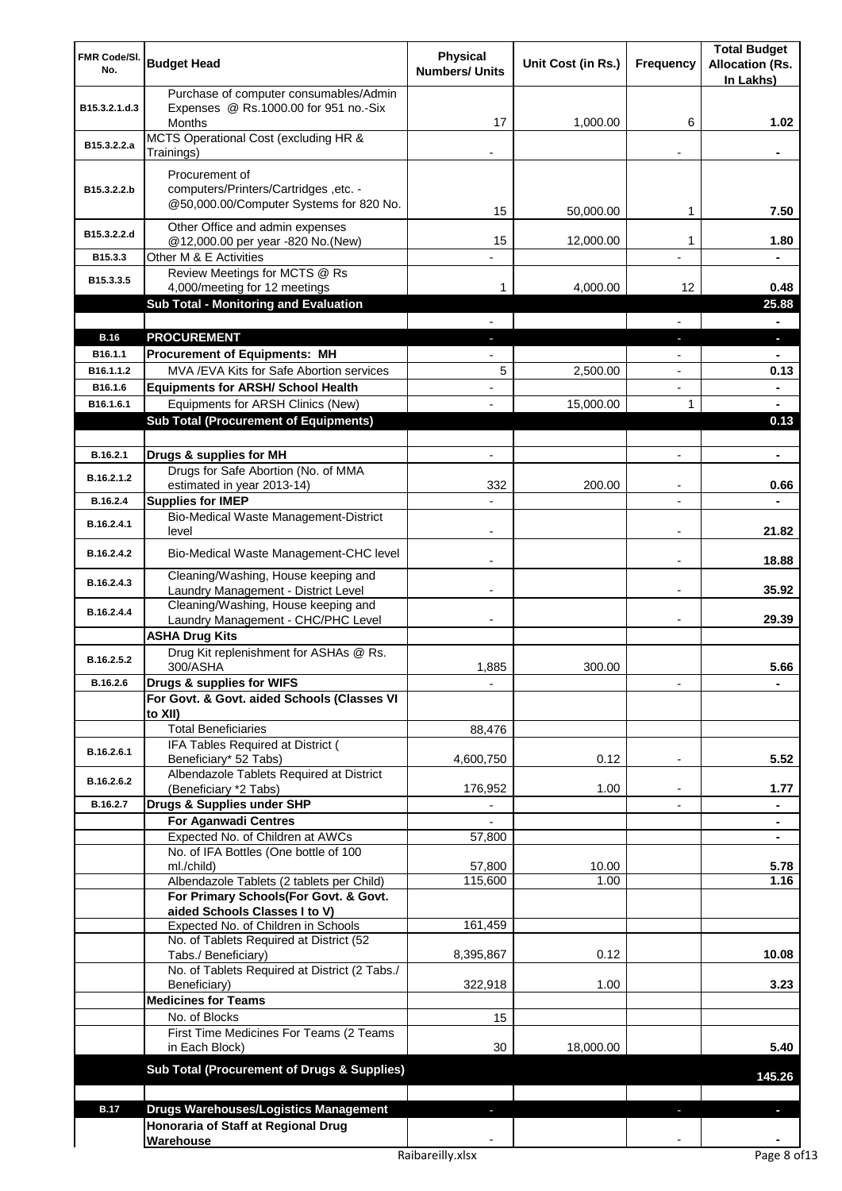| FMR Code/Sl. No. | Budget Head | Physical Numbers/ Units | Unit Cost (in Rs.) | Frequency | Total Budget Allocation (Rs. In Lakhs) |
|---|---|---|---|---|---|
| B15.3.2.1.d.3 | Purchase of computer consumables/Admin Expenses @ Rs.1000.00 for 951 no.-Six Months | 17 | 1,000.00 | 6 | 1.02 |
| B15.3.2.2.a | MCTS Operational Cost (excluding HR & Trainings) | - | | - | - |
| B15.3.2.2.b | Procurement of computers/Printers/Cartridges ,etc. - @50,000.00/Computer Systems for 820 No. | 15 | 50,000.00 | 1 | 7.50 |
| B15.3.2.2.d | Other Office and admin expenses @12,000.00 per year -820 No.(New) | 15 | 12,000.00 | 1 | 1.80 |
| B15.3.3 | Other M & E Activities | - | | - | - |
| B15.3.3.5 | Review Meetings for MCTS @ Rs 4,000/meeting for 12 meetings | 1 | 4,000.00 | 12 | 0.48 |
| | **Sub Total - Monitoring and Evaluation** | | | | **25.88** |
| | | - | | - | - |
| **B.16** | **PROCUREMENT** | - | | - | - |
| B16.1.1 | **Procurement of Equipments: MH** | - | | - | - |
| B16.1.1.2 | MVA /EVA Kits for Safe Abortion services | 5 | 2,500.00 | - | 0.13 |
| B16.1.6 | **Equipments for ARSH/ School Health** | - | | - | - |
| B16.1.6.1 | Equipments for ARSH Clinics (New) | - | 15,000.00 | 1 | - |
| | **Sub Total (Procurement of Equipments)** | | | | **0.13** |
| | | | | | |
| B.16.2.1 | **Drugs & supplies for MH** | - | | - | - |
| B.16.2.1.2 | Drugs for Safe Abortion (No. of MMA estimated in year 2013-14) | 332 | 200.00 | - | 0.66 |
| B.16.2.4 | **Supplies for IMEP** | - | | - | - |
| B.16.2.4.1 | Bio-Medical Waste Management-District level | - | | - | 21.82 |
| B.16.2.4.2 | Bio-Medical Waste Management-CHC level | - | | - | 18.88 |
| B.16.2.4.3 | Cleaning/Washing, House keeping and Laundry Management - District Level | - | | - | 35.92 |
| B.16.2.4.4 | Cleaning/Washing, House keeping and Laundry Management - CHC/PHC Level | - | | - | 29.39 |
| | **ASHA Drug Kits** | | | | |
| B.16.2.5.2 | Drug Kit replenishment for ASHAs @ Rs. 300/ASHA | 1,885 | 300.00 | | 5.66 |
| B.16.2.6 | **Drugs & supplies for WIFS** | - | | - | - |
| | **For Govt. & Govt. aided Schools (Classes VI to XII)** | | | | |
| | Total Beneficiaries | 88,476 | | | |
| B.16.2.6.1 | IFA Tables Required at District ( Beneficiary* 52 Tabs) | 4,600,750 | 0.12 | - | 5.52 |
| B.16.2.6.2 | Albendazole Tablets Required at District (Beneficiary *2 Tabs) | 176,952 | 1.00 | - | 1.77 |
| B.16.2.7 | **Drugs & Supplies under SHP** | - | | - | - |
| | **For Aganwadi Centres** | - | | | - |
| | Expected No. of Children at AWCs | 57,800 | | | - |
| | No. of IFA Bottles (One bottle of 100 ml./child) | 57,800 | 10.00 | | 5.78 |
| | Albendazole Tablets (2 tablets per Child) | 115,600 | 1.00 | | 1.16 |
| | **For Primary Schools(For Govt. & Govt. aided Schools Classes I to V)** | | | | |
| | Expected No. of Children in Schools | 161,459 | | | |
| | No. of Tablets Required at District (52 Tabs./ Beneficiary) | 8,395,867 | 0.12 | | 10.08 |
| | No. of Tablets Required at District (2 Tabs./ Beneficiary) | 322,918 | 1.00 | | 3.23 |
| | **Medicines for Teams** | | | | |
| | No. of Blocks | 15 | | | |
| | First Time Medicines For Teams (2 Teams in Each Block) | 30 | 18,000.00 | | 5.40 |
| | **Sub Total (Procurement of Drugs & Supplies)** | | | | **145.26** |
| | | | | | |
| **B.17** | **Drugs Warehouses/Logistics Management** | - | | - | - |
| | **Honoraria of Staff at Regional Drug Warehouse** | - | | - | - |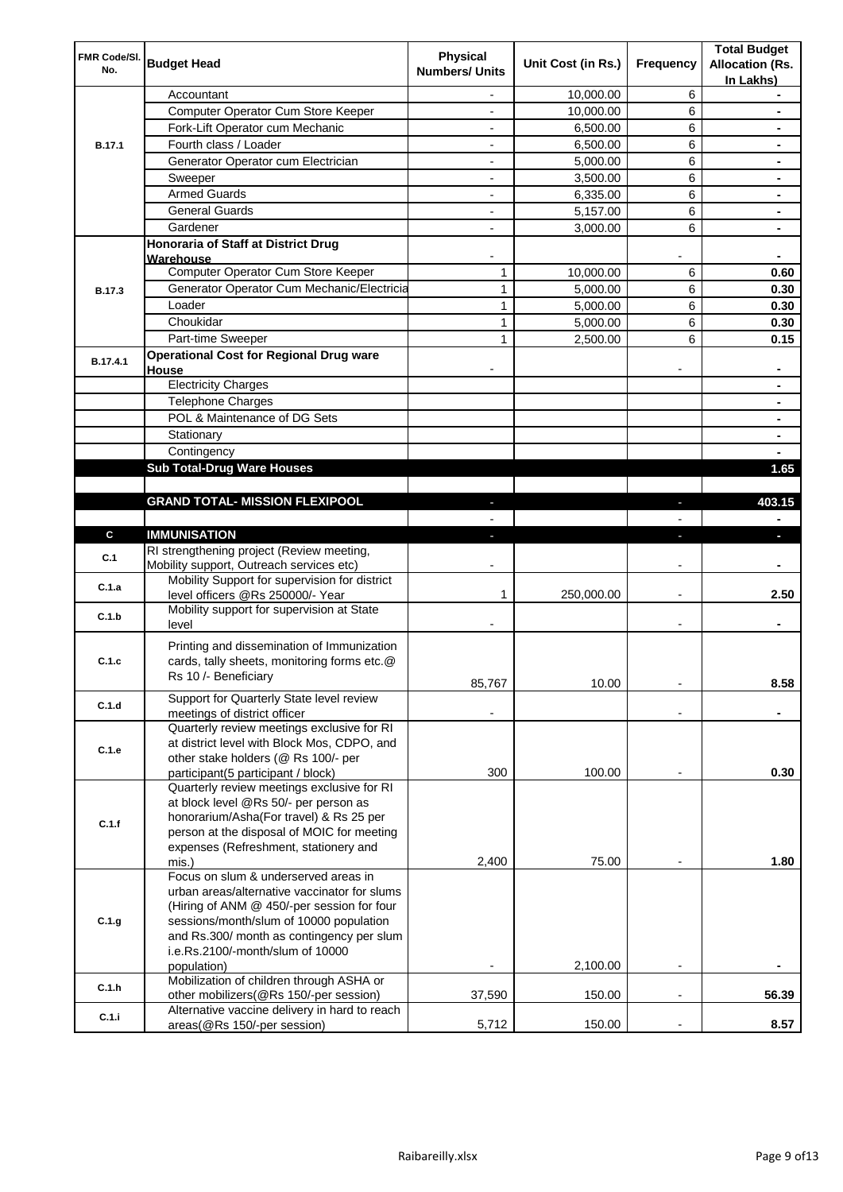| FMR Code/Sl. No. | Budget Head | Physical Numbers/ Units | Unit Cost (in Rs.) | Frequency | Total Budget Allocation (Rs. In Lakhs) |
|---|---|---|---|---|---|
| B.17.1 | Accountant | - | 10,000.00 | 6 | - |
| | Computer Operator Cum Store Keeper | - | 10,000.00 | 6 | - |
| | Fork-Lift Operator cum Mechanic | - | 6,500.00 | 6 | - |
| | Fourth class / Loader | - | 6,500.00 | 6 | - |
| | Generator Operator cum Electrician | - | 5,000.00 | 6 | - |
| | Sweeper | - | 3,500.00 | 6 | - |
| | Armed Guards | - | 6,335.00 | 6 | - |
| | General Guards | - | 5,157.00 | 6 | - |
| | Gardener | - | 3,000.00 | 6 | - |
| B.17.3 | **Honoraria of Staff at District Drug Warehouse** | - | | - | - |
| | Computer Operator Cum Store Keeper | 1 | 10,000.00 | 6 | **0.60** |
| | Generator Operator Cum Mechanic/Electricia | 1 | 5,000.00 | 6 | **0.30** |
| | Loader | 1 | 5,000.00 | 6 | **0.30** |
| | Choukidar | 1 | 5,000.00 | 6 | **0.30** |
| | Part-time Sweeper | 1 | 2,500.00 | 6 | **0.15** |
| B.17.4.1 | **Operational Cost for Regional Drug ware House** | - | | - | - |
| | Electricity Charges | | | | - |
| | Telephone Charges | | | | - |
| | POL & Maintenance of DG Sets | | | | - |
| | Stationary | | | | - |
| | Contingency | | | | - |
| | **Sub Total-Drug Ware Houses** | | | | **1.65** |
| | | | | | |
| | **GRAND TOTAL- MISSION FLEXIPOOL** | - | | - | **403.15** |
| | | - | | - | - |
| **C** | **IMMUNISATION** | - | | - | - |
| C.1 | RI strengthening project (Review meeting, Mobility support, Outreach services etc) | - | | - | - |
| C.1.a | Mobility Support for supervision for district level officers @Rs 250000/- Year | 1 | 250,000.00 | - | **2.50** |
| C.1.b | Mobility support for supervision at State level | - | | - | - |
| C.1.c | Printing and dissemination of Immunization cards, tally sheets, monitoring forms etc.@ Rs 10 /- Beneficiary | 85,767 | 10.00 | - | **8.58** |
| C.1.d | Support for Quarterly State level review meetings of district officer | - | | - | - |
| C.1.e | Quarterly review meetings exclusive for RI at district level with Block Mos, CDPO, and other stake holders (@ Rs 100/- per participant(5 participant / block) | 300 | 100.00 | - | **0.30** |
| C.1.f | Quarterly review meetings exclusive for RI at block level @Rs 50/- per person as honorarium/Asha(For travel) & Rs 25 per person at the disposal of MOIC for meeting expenses (Refreshment, stationery and mis.) | 2,400 | 75.00 | - | **1.80** |
| C.1.g | Focus on slum & underserved areas in urban areas/alternative vaccinator for slums (Hiring of ANM @ 450/-per session for four sessions/month/slum of 10000 population and Rs.300/ month as contingency per slum i.e.Rs.2100/-month/slum of 10000 population) | - | 2,100.00 | - | - |
| C.1.h | Mobilization of children through ASHA or other mobilizers(@Rs 150/-per session) | 37,590 | 150.00 | - | **56.39** |
| C.1.i | Alternative vaccine delivery in hard to reach areas(@Rs 150/-per session) | 5,712 | 150.00 | - | **8.57** |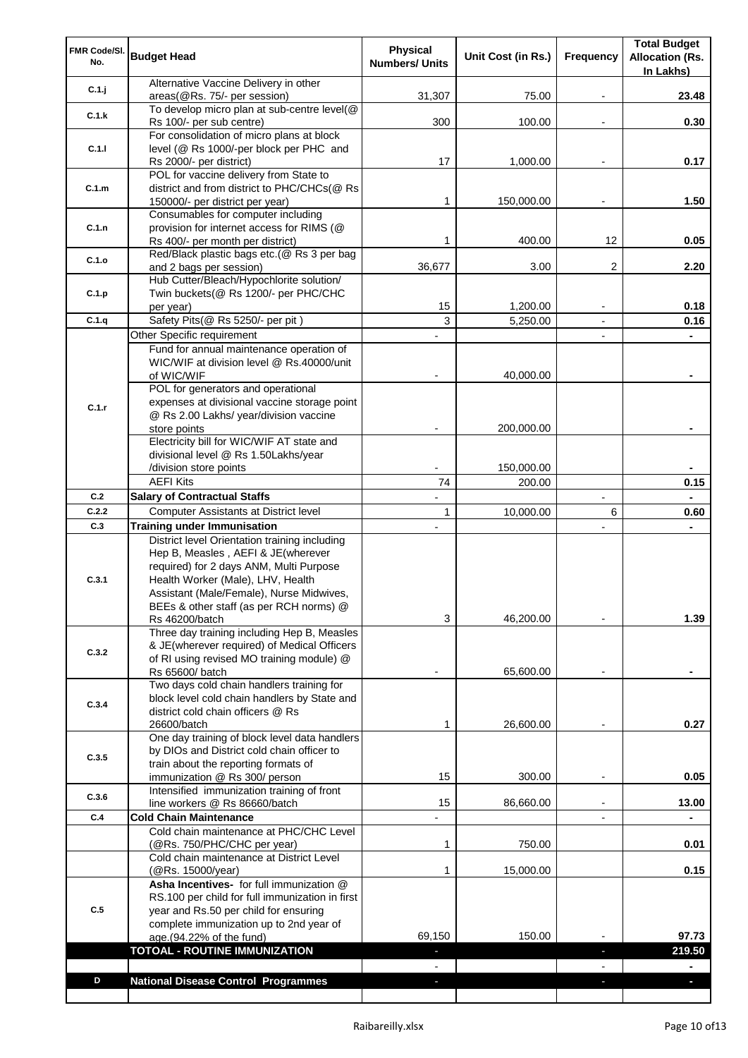| FMR Code/Sl. No. | Budget Head | Physical Numbers/ Units | Unit Cost (in Rs.) | Frequency | Total Budget Allocation (Rs. In Lakhs) |
|---|---|---|---|---|---|
| C.1.j | Alternative Vaccine Delivery in other areas(@Rs. 75/- per session) | 31,307 | 75.00 | - | 23.48 |
| C.1.k | To develop micro plan at sub-centre level(@ Rs 100/- per sub centre) | 300 | 100.00 | - | 0.30 |
| C.1.l | For consolidation of micro plans at block level (@ Rs 1000/-per block per PHC and Rs 2000/- per district) | 17 | 1,000.00 | - | 0.17 |
| C.1.m | POL for vaccine delivery from State to district and from district to PHC/CHCs(@ Rs 150000/- per district per year) | 1 | 150,000.00 | - | 1.50 |
| C.1.n | Consumables for computer including provision for internet access for RIMS (@ Rs 400/- per month per district) | 1 | 400.00 | 12 | 0.05 |
| C.1.o | Red/Black plastic bags etc.(@ Rs 3 per bag and 2 bags per session) | 36,677 | 3.00 | 2 | 2.20 |
| C.1.p | Hub Cutter/Bleach/Hypochlorite solution/ Twin buckets(@ Rs 1200/- per PHC/CHC per year) | 15 | 1,200.00 | - | 0.18 |
| C.1.q | Safety Pits(@ Rs 5250/- per pit ) | 3 | 5,250.00 | - | 0.16 |
| | Other Specific requirement | - | | - | - |
| C.1.r | Fund for annual maintenance operation of WIC/WIF at division level @ Rs.40000/unit of WIC/WIF | - | 40,000.00 | | - |
| | POL for generators and operational expenses at divisional vaccine storage point @ Rs 2.00 Lakhs/ year/division vaccine store points | - | 200,000.00 | | - |
| | Electricity bill for WIC/WIF AT state and divisional level @ Rs 1.50Lakhs/year /division store points | - | 150,000.00 | | - |
| | AEFI Kits | 74 | 200.00 | | 0.15 |
| C.2 | **Salary of Contractual Staffs** | - | | - | - |
| C.2.2 | Computer Assistants at District level | 1 | 10,000.00 | 6 | 0.60 |
| C.3 | **Training under Immunisation** | - | | - | - |
| C.3.1 | District level Orientation training including Hep B, Measles , AEFI & JE(wherever required) for 2 days ANM, Multi Purpose Health Worker (Male), LHV, Health Assistant (Male/Female), Nurse Midwives, BEEs & other staff (as per RCH norms) @ Rs 46200/batch | 3 | 46,200.00 | - | 1.39 |
| C.3.2 | Three day training including Hep B, Measles & JE(wherever required) of Medical Officers of RI using revised MO training module) @ Rs 65600/ batch | - | 65,600.00 | - | - |
| C.3.4 | Two days cold chain handlers training for block level cold chain handlers by State and district cold chain officers @ Rs 26600/batch | 1 | 26,600.00 | - | 0.27 |
| C.3.5 | One day training of block level data handlers by DIOs and District cold chain officer to train about the reporting formats of immunization @ Rs 300/ person | 15 | 300.00 | - | 0.05 |
| C.3.6 | Intensified immunization training of front line workers @ Rs 86660/batch | 15 | 86,660.00 | - | 13.00 |
| C.4 | **Cold Chain Maintenance** | - | | - | - |
| | Cold chain maintenance at PHC/CHC Level (@Rs. 750/PHC/CHC per year) | 1 | 750.00 | | 0.01 |
| | Cold chain maintenance at District Level (@Rs. 15000/year) | 1 | 15,000.00 | | 0.15 |
| C.5 | **Asha Incentives-** for full immunization @ RS.100 per child for full immunization in first year and Rs.50 per child for ensuring complete immunization up to 2nd year of age.(94.22% of the fund) | 69,150 | 150.00 | - | 97.73 |
| | **TOTOAL - ROUTINE IMMUNIZATION** | - | | - | **219.50** |
| | | - | | - | - |
| D | **National Disease Control Programmes** | - | | - | - |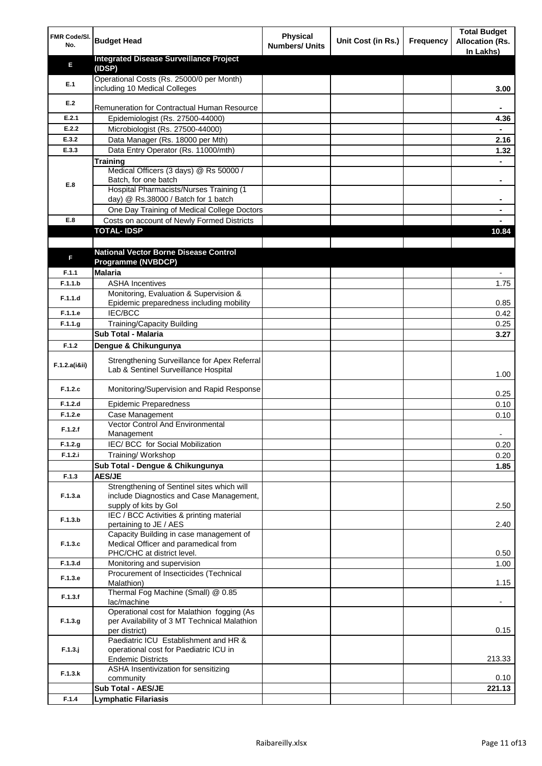| FMR Code/Sl. No. | Budget Head | Physical Numbers/ Units | Unit Cost (in Rs.) | Frequency | Total Budget Allocation (Rs. In Lakhs) |
|---|---|---|---|---|---|
| **E** | **Integrated Disease Surveillance Project (IDSP)** | | | | |
| E.1 | Operational Costs (Rs. 25000/0 per Month) including 10 Medical Colleges | | | | **3.00** |
| E.2 | Remuneration for Contractual Human Resource | | | | **-** |
| E.2.1 | Epidemiologist (Rs. 27500-44000) | | | | **4.36** |
| E.2.2 | Microbiologist (Rs. 27500-44000) | | | | **-** |
| E.3.2 | Data Manager (Rs. 18000 per Mth) | | | | **2.16** |
| E.3.3 | Data Entry Operator (Rs. 11000/mth) | | | | **1.32** |
| E.8 | **Training** | | | | **-** |
| | Medical Officers (3 days) @ Rs 50000 / Batch, for one batch | | | | **-** |
| | Hospital Pharmacists/Nurses Training (1 day) @ Rs.38000 / Batch for 1 batch | | | | **-** |
| | One Day Training of Medical College Doctors | | | | **-** |
| E.8 | Costs on account of Newly Formed Districts | | | | **-** |
| | **TOTAL- IDSP** | | | | **10.84** |
| | | | | | |
| **F** | **National Vector Borne Disease Control Programme (NVBDCP)** | | | | |
| F.1.1 | **Malaria** | | | | - |
| F.1.1.b | ASHA Incentives | | | | 1.75 |
| F.1.1.d | Monitoring, Evaluation & Supervision & Epidemic preparedness including mobility | | | | 0.85 |
| F.1.1.e | IEC/BCC | | | | 0.42 |
| F.1.1.g | Training/Capacity Building | | | | 0.25 |
| | **Sub Total - Malaria** | | | | **3.27** |
| F.1.2 | **Dengue & Chikungunya** | | | | |
| F.1.2.a(i&ii) | Strengthening Surveillance for Apex Referral Lab & Sentinel Surveillance Hospital | | | | 1.00 |
| F.1.2.c | Monitoring/Supervision and Rapid Response | | | | 0.25 |
| F.1.2.d | Epidemic Preparedness | | | | 0.10 |
| F.1.2.e | Case Management | | | | 0.10 |
| F.1.2.f | Vector Control And Environmental Management | | | | - |
| F.1.2.g | IEC/ BCC for Social Mobilization | | | | 0.20 |
| F.1.2.i | Training/ Workshop | | | | 0.20 |
| | **Sub Total - Dengue & Chikungunya** | | | | **1.85** |
| F.1.3 | **AES/JE** | | | | |
| F.1.3.a | Strengthening of Sentinel sites which will include Diagnostics and Case Management, supply of kits by GoI | | | | 2.50 |
| F.1.3.b | IEC / BCC Activities & printing material pertaining to JE / AES | | | | 2.40 |
| F.1.3.c | Capacity Building in case management of Medical Officer and paramedical from PHC/CHC at district level. | | | | 0.50 |
| F.1.3.d | Monitoring and supervision | | | | 1.00 |
| F.1.3.e | Procurement of Insecticides (Technical Malathion) | | | | 1.15 |
| F.1.3.f | Thermal Fog Machine (Small) @ 0.85 lac/machine | | | | - |
| F.1.3.g | Operational cost for Malathion fogging (As per Availability of 3 MT Technical Malathion per district) | | | | 0.15 |
| F.1.3.j | Paediatric ICU Establishment and HR & operational cost for Paediatric ICU in Endemic Districts | | | | 213.33 |
| F.1.3.k | ASHA Insentivization for sensitizing community | | | | 0.10 |
| | **Sub Total - AES/JE** | | | | **221.13** |
| F.1.4 | **Lymphatic Filariasis** | | | | |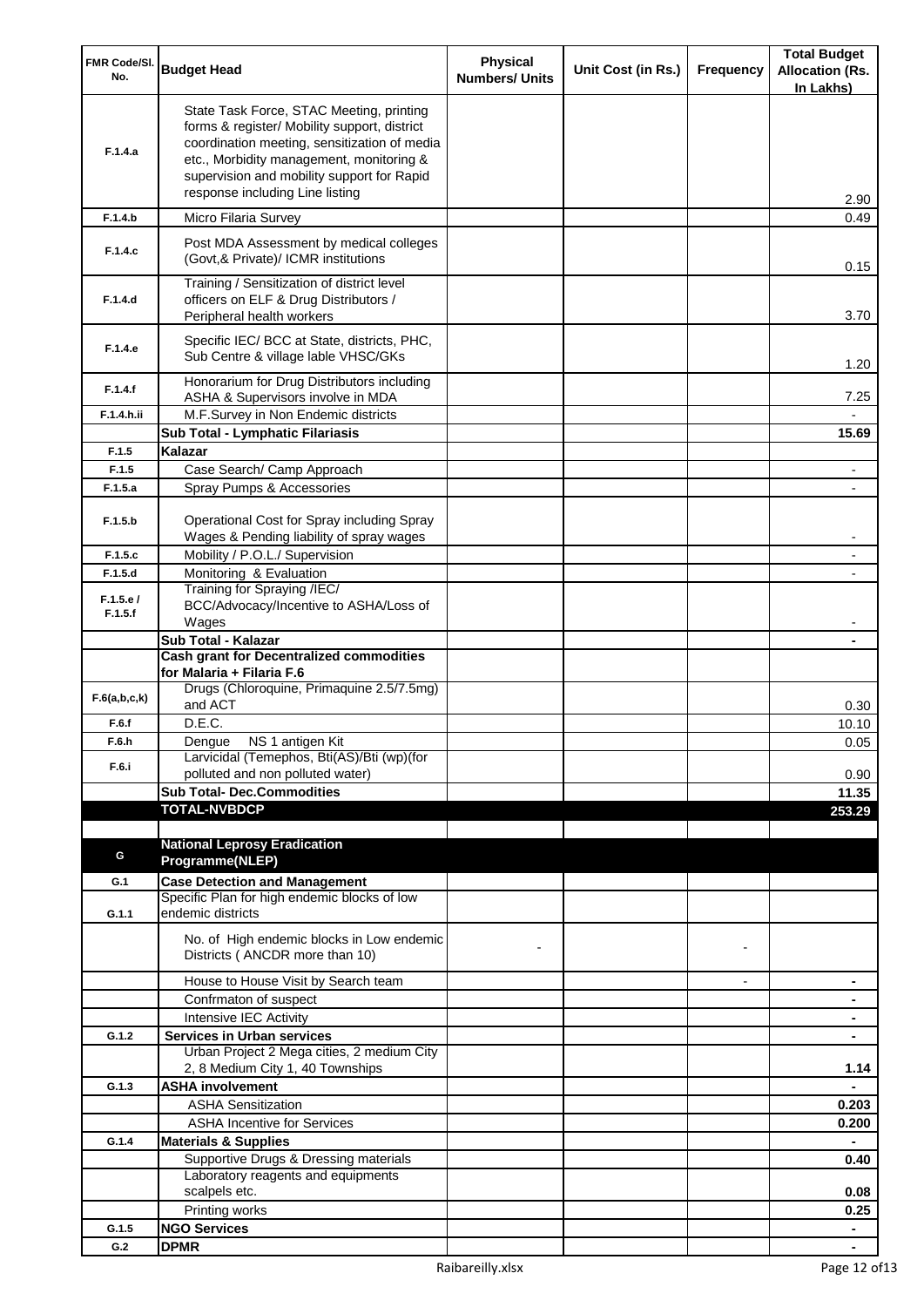| FMR Code/Sl. No. | Budget Head | Physical Numbers/ Units | Unit Cost (in Rs.) | Frequency | Total Budget Allocation (Rs. In Lakhs) |
|---|---|---|---|---|---|
| F.1.4.a | State Task Force, STAC Meeting, printing forms & register/ Mobility support, district coordination meeting, sensitization of media etc., Morbidity management, monitoring & supervision and mobility support for Rapid response including Line listing | | | | 2.90 |
| F.1.4.b | Micro Filaria Survey | | | | 0.49 |
| F.1.4.c | Post MDA Assessment by medical colleges (Govt,& Private)/ ICMR institutions | | | | 0.15 |
| F.1.4.d | Training / Sensitization of district level officers on ELF & Drug Distributors / Peripheral health workers | | | | 3.70 |
| F.1.4.e | Specific IEC/ BCC at State, districts, PHC, Sub Centre & village lable VHSC/GKs | | | | 1.20 |
| F.1.4.f | Honorarium for Drug Distributors including ASHA & Supervisors involve in MDA | | | | 7.25 |
| F.1.4.h.ii | M.F.Survey in Non Endemic districts | | | | - |
| | **Sub Total - Lymphatic Filariasis** | | | | **15.69** |
| F.1.5 | **Kalazar** | | | | |
| F.1.5 | Case Search/ Camp Approach | | | | - |
| F.1.5.a | Spray Pumps & Accessories | | | | - |
| F.1.5.b | Operational Cost for Spray including Spray Wages & Pending liability of spray wages | | | | - |
| F.1.5.c | Mobility / P.O.L./ Supervision | | | | - |
| F.1.5.d | Monitoring & Evaluation | | | | - |
| F.1.5.e / F.1.5.f | Training for Spraying /IEC/ BCC/Advocacy/Incentive to ASHA/Loss of Wages | | | | - |
| | **Sub Total - Kalazar** | | | | **-** |
| | **Cash grant for Decentralized commodities for Malaria + Filaria F.6** | | | | |
| F.6(a,b,c,k) | Drugs (Chloroquine, Primaquine 2.5/7.5mg) and ACT | | | | 0.30 |
| F.6.f | D.E.C. | | | | 10.10 |
| F.6.h | Dengue NS 1 antigen Kit | | | | 0.05 |
| F.6.i | Larvicidal (Temephos, Bti(AS)/Bti (wp)(for polluted and non polluted water) | | | | 0.90 |
| | **Sub Total- Dec.Commodities** | | | | **11.35** |
| | **TOTAL-NVBDCP** | | | | **253.29** |
| | | | | | |
| G | **National Leprosy Eradication Programme(NLEP)** | | | | |
| G.1 | **Case Detection and Management** | | | | |
| G.1.1 | Specific Plan for high endemic blocks of low endemic districts | | | | |
| | No. of High endemic blocks in Low endemic Districts ( ANCDR more than 10) | - | | - | |
| | House to House Visit by Search team | | | - | - |
| | Confrmaton of suspect | | | | - |
| | Intensive IEC Activity | | | | - |
| G.1.2 | **Services in Urban services** | | | | - |
| | Urban Project 2 Mega cities, 2 medium City 2, 8 Medium City 1, 40 Townships | | | | **1.14** |
| G.1.3 | **ASHA involvement** | | | | - |
| | ASHA Sensitization | | | | **0.203** |
| | ASHA Incentive for Services | | | | **0.200** |
| G.1.4 | **Materials & Supplies** | | | | - |
| | Supportive Drugs & Dressing materials | | | | **0.40** |
| | Laboratory reagents and equipments scalpels etc. | | | | **0.08** |
| | Printing works | | | | **0.25** |
| G.1.5 | **NGO Services** | | | | - |
| G.2 | **DPMR** | | | | - |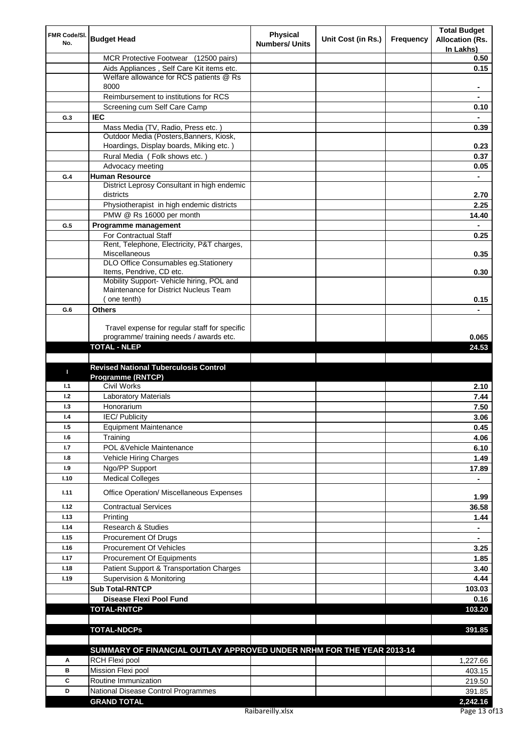| FMR Code/Sl. No. | Budget Head | Physical Numbers/ Units | Unit Cost (in Rs.) | Frequency | Total Budget Allocation (Rs. In Lakhs) |
|---|---|---|---|---|---|
| | MCR Protective Footwear (12500 pairs) | | | | 0.50 |
| | Aids Appliances , Self Care Kit items etc. | | | | 0.15 |
| | Welfare allowance for RCS patients @ Rs 8000 | | | | - |
| | Reimbursement to institutions for RCS | | | | - |
| | Screening cum Self Care Camp | | | | 0.10 |
| G.3 | **IEC** | | | | - |
| | Mass Media (TV, Radio, Press etc. ) | | | | 0.39 |
| | Outdoor Media (Posters,Banners, Kiosk, Hoardings, Display boards, Miking etc. ) | | | | 0.23 |
| | Rural Media ( Folk shows etc. ) | | | | 0.37 |
| | Advocacy meeting | | | | 0.05 |
| G.4 | **Human Resource** | | | | - |
| | District Leprosy Consultant in high endemic districts | | | | 2.70 |
| | Physiotherapist in high endemic districts | | | | 2.25 |
| | PMW @ Rs 16000 per month | | | | 14.40 |
| G.5 | **Programme management** | | | | - |
| | For Contractual Staff | | | | 0.25 |
| | Rent, Telephone, Electricity, P&T charges, Miscellaneous | | | | 0.35 |
| | DLO Office Consumables eg.Stationery Items, Pendrive, CD etc. | | | | 0.30 |
| | Mobility Support- Vehicle hiring, POL and Maintenance for District Nucleus Team ( one tenth) | | | | 0.15 |
| G.6 | **Others** | | | | - |
| | Travel expense for regular staff for specific programme/ training needs / awards etc. | | | | 0.065 |
| | **TOTAL - NLEP** | | | | **24.53** |
| | | | | | |
| I | **Revised National Tuberculosis Control Programme (RNTCP)** | | | | |
| I.1 | Civil Works | | | | 2.10 |
| I.2 | Laboratory Materials | | | | 7.44 |
| I.3 | Honorarium | | | | 7.50 |
| I.4 | IEC/ Publicity | | | | 3.06 |
| I.5 | Equipment Maintenance | | | | 0.45 |
| I.6 | Training | | | | 4.06 |
| I.7 | POL &Vehicle Maintenance | | | | 6.10 |
| I.8 | Vehicle Hiring Charges | | | | 1.49 |
| I.9 | Ngo/PP Support | | | | 17.89 |
| I.10 | Medical Colleges | | | | - |
| I.11 | Office Operation/ Miscellaneous Expenses | | | | 1.99 |
| I.12 | Contractual Services | | | | 36.58 |
| I.13 | Printing | | | | 1.44 |
| I.14 | Research & Studies | | | | - |
| I.15 | Procurement Of Drugs | | | | - |
| I.16 | Procurement Of Vehicles | | | | 3.25 |
| I.17 | Procurement Of Equipments | | | | 1.85 |
| I.18 | Patient Support & Transportation Charges | | | | 3.40 |
| I.19 | Supervision & Monitoring | | | | 4.44 |
| | **Sub Total-RNTCP** | | | | **103.03** |
| | **Disease Flexi Pool Fund** | | | | **0.16** |
| | **TOTAL-RNTCP** | | | | **103.20** |
| | | | | | |
| | **TOTAL-NDCPs** | | | | **391.85** |
| | | | | | |
| | **SUMMARY OF FINANCIAL OUTLAY APPROVED UNDER NRHM FOR THE YEAR 2013-14** | | | | |
| A | RCH Flexi pool | | | | 1,227.66 |
| B | Mission Flexi pool | | | | 403.15 |
| C | Routine Immunization | | | | 219.50 |
| D | National Disease Control Programmes | | | | 391.85 |
| | **GRAND TOTAL** | | | | **2,242.16** |